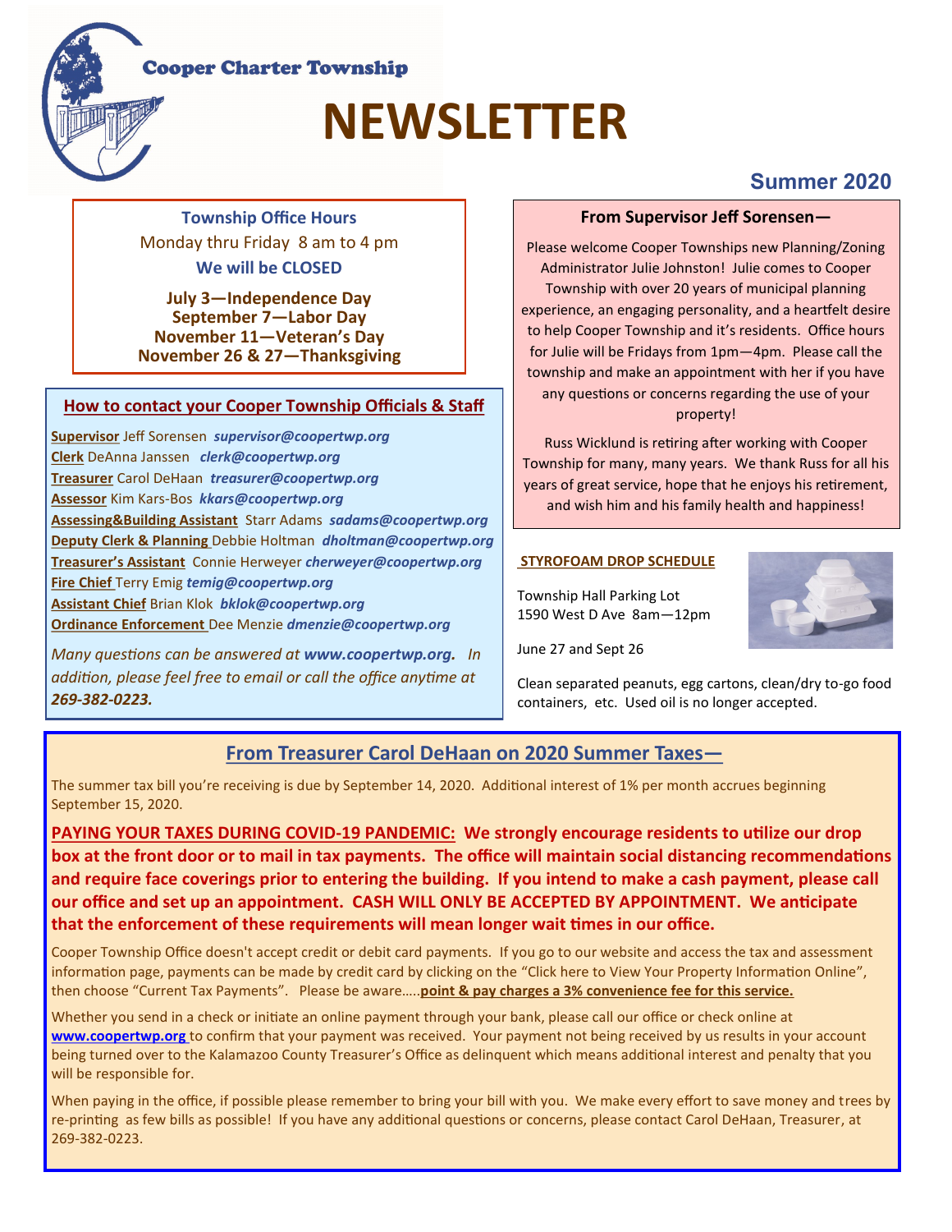Cooper Charter Township

# NEWSLETTER

**Summer 2020**

**Township Office Hours**

Monday thru Friday 8 am to 4 pm

**We will be CLOSED**

**July 3—Independence Day**
**September 7—Labor Day**
**November 11—Veteran's Day**
**November 26 & 27—Thanksgiving**

## How to contact your Cooper Township Officials & Staff

**Supervisor** Jeff Sorensen ***supervisor@coopertwp.org***
**Clerk** DeAnna Janssen ***clerk@coopertwp.org***
**Treasurer** Carol DeHaan ***treasurer@coopertwp.org***
**Assessor** Kim Kars-Bos ***kkars@coopertwp.org***
**Assessing&Building Assistant** Starr Adams ***sadams@coopertwp.org***
**Deputy Clerk & Planning** Debbie Holtman ***dholtman@coopertwp.org***
**Treasurer's Assistant** Connie Herweyer ***cherweyer@coopertwp.org***
**Fire Chief** Terry Emig ***temig@coopertwp.org***
**Assistant Chief** Brian Klok ***bklok@coopertwp.org***
**Ordinance Enforcement** Dee Menzie ***dmenzie@coopertwp.org***

*Many questions can be answered at **www.coopertwp.org.** In addition, please feel free to email or call the office anytime at **269-382-0223.***

## From Supervisor Jeff Sorensen—

Please welcome Cooper Townships new Planning/Zoning Administrator Julie Johnston! Julie comes to Cooper Township with over 20 years of municipal planning experience, an engaging personality, and a heartfelt desire to help Cooper Township and it's residents. Office hours for Julie will be Fridays from 1pm—4pm. Please call the township and make an appointment with her if you have any questions or concerns regarding the use of your property!

Russ Wicklund is retiring after working with Cooper Township for many, many years. We thank Russ for all his years of great service, hope that he enjoys his retirement, and wish him and his family health and happiness!

## STYROFOAM DROP SCHEDULE

Township Hall Parking Lot
1590 West D Ave 8am—12pm

June 27 and Sept 26

Clean separated peanuts, egg cartons, clean/dry to-go food containers, etc. Used oil is no longer accepted.

## From Treasurer Carol DeHaan on 2020 Summer Taxes—

The summer tax bill you're receiving is due by September 14, 2020. Additional interest of 1% per month accrues beginning September 15, 2020.

**PAYING YOUR TAXES DURING COVID-19 PANDEMIC: We strongly encourage residents to utilize our drop box at the front door or to mail in tax payments. The office will maintain social distancing recommendations and require face coverings prior to entering the building. If you intend to make a cash payment, please call our office and set up an appointment. CASH WILL ONLY BE ACCEPTED BY APPOINTMENT. We anticipate that the enforcement of these requirements will mean longer wait times in our office.**

Cooper Township Office doesn't accept credit or debit card payments. If you go to our website and access the tax and assessment information page, payments can be made by credit card by clicking on the "Click here to View Your Property Information Online", then choose "Current Tax Payments". Please be aware…..**point & pay charges a 3% convenience fee for this service.**

Whether you send in a check or initiate an online payment through your bank, please call our office or check online at **www.coopertwp.org** to confirm that your payment was received. Your payment not being received by us results in your account being turned over to the Kalamazoo County Treasurer's Office as delinquent which means additional interest and penalty that you will be responsible for.

When paying in the office, if possible please remember to bring your bill with you. We make every effort to save money and trees by re-printing as few bills as possible! If you have any additional questions or concerns, please contact Carol DeHaan, Treasurer, at 269-382-0223.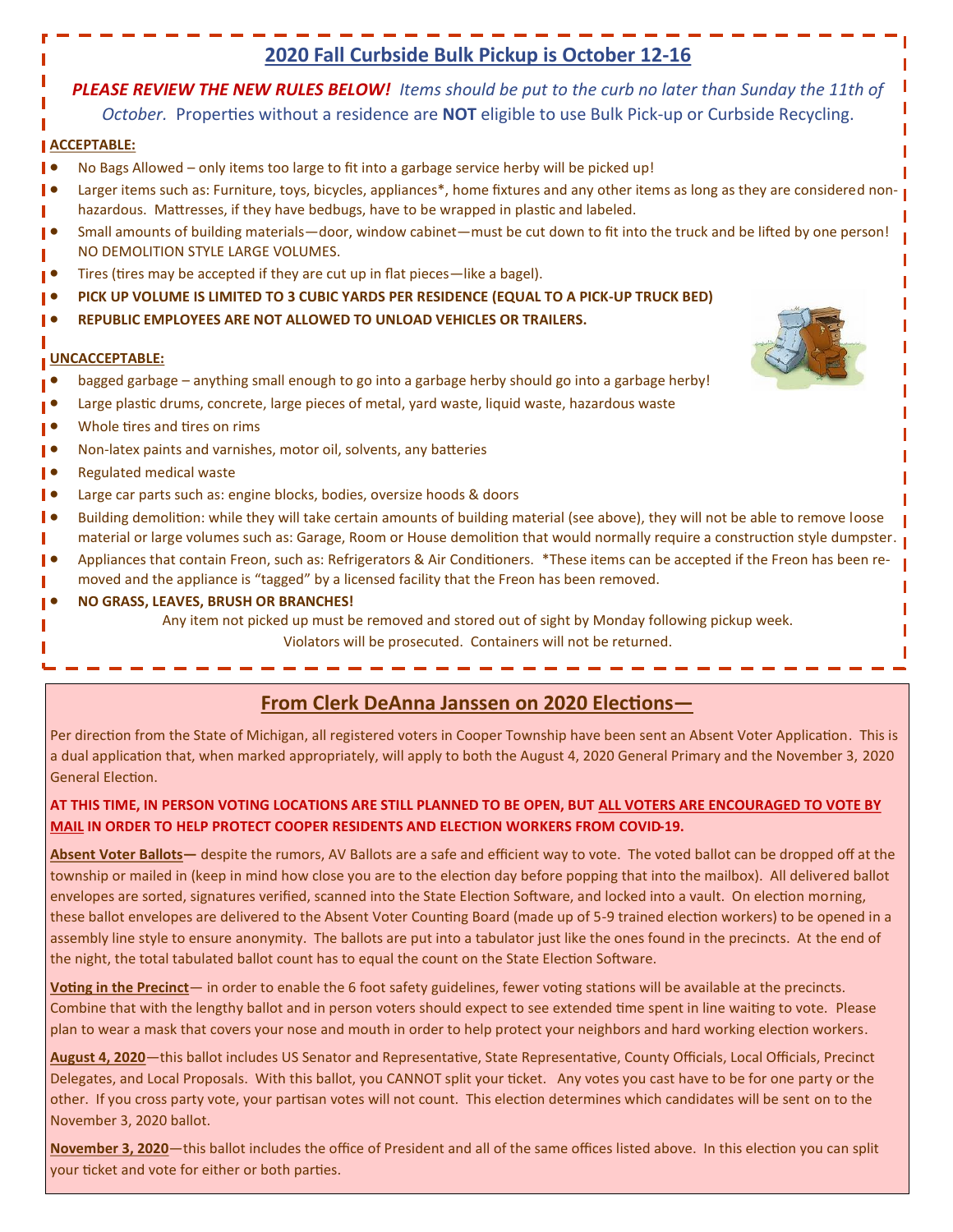## 2020 Fall Curbside Bulk Pickup is October 12-16

***PLEASE REVIEW THE NEW RULES BELOW!*** *Items should be put to the curb no later than Sunday the 11th of October.* Properties without a residence are **NOT** eligible to use Bulk Pick-up or Curbside Recycling.

**ACCEPTABLE:**

- No Bags Allowed – only items too large to fit into a garbage service herby will be picked up!
- Larger items such as: Furniture, toys, bicycles, appliances*, home fixtures and any other items as long as they are considered non-hazardous. Mattresses, if they have bedbugs, have to be wrapped in plastic and labeled.
- Small amounts of building materials—door, window cabinet—must be cut down to fit into the truck and be lifted by one person! NO DEMOLITION STYLE LARGE VOLUMES.
- Tires (tires may be accepted if they are cut up in flat pieces—like a bagel).
- **PICK UP VOLUME IS LIMITED TO 3 CUBIC YARDS PER RESIDENCE (EQUAL TO A PICK-UP TRUCK BED)**
- **REPUBLIC EMPLOYEES ARE NOT ALLOWED TO UNLOAD VEHICLES OR TRAILERS.**

**UNCACCEPTABLE:**

- bagged garbage – anything small enough to go into a garbage herby should go into a garbage herby!
- Large plastic drums, concrete, large pieces of metal, yard waste, liquid waste, hazardous waste
- Whole tires and tires on rims
- Non-latex paints and varnishes, motor oil, solvents, any batteries
- Regulated medical waste
- Large car parts such as: engine blocks, bodies, oversize hoods & doors
- Building demolition: while they will take certain amounts of building material (see above), they will not be able to remove loose material or large volumes such as: Garage, Room or House demolition that would normally require a construction style dumpster.
- Appliances that contain Freon, such as: Refrigerators & Air Conditioners. *These items can be accepted if the Freon has been removed and the appliance is "tagged" by a licensed facility that the Freon has been removed.
- **NO GRASS, LEAVES, BRUSH OR BRANCHES!**

Any item not picked up must be removed and stored out of sight by Monday following pickup week.

Violators will be prosecuted. Containers will not be returned.

## From Clerk DeAnna Janssen on 2020 Elections—

Per direction from the State of Michigan, all registered voters in Cooper Township have been sent an Absent Voter Application. This is a dual application that, when marked appropriately, will apply to both the August 4, 2020 General Primary and the November 3, 2020 General Election.

**AT THIS TIME, IN PERSON VOTING LOCATIONS ARE STILL PLANNED TO BE OPEN, BUT ALL VOTERS ARE ENCOURAGED TO VOTE BY MAIL IN ORDER TO HELP PROTECT COOPER RESIDENTS AND ELECTION WORKERS FROM COVID-19.**

**Absent Voter Ballots—** despite the rumors, AV Ballots are a safe and efficient way to vote. The voted ballot can be dropped off at the township or mailed in (keep in mind how close you are to the election day before popping that into the mailbox). All delivered ballot envelopes are sorted, signatures verified, scanned into the State Election Software, and locked into a vault. On election morning, these ballot envelopes are delivered to the Absent Voter Counting Board (made up of 5-9 trained election workers) to be opened in a assembly line style to ensure anonymity. The ballots are put into a tabulator just like the ones found in the precincts. At the end of the night, the total tabulated ballot count has to equal the count on the State Election Software.

**Voting in the Precinct**— in order to enable the 6 foot safety guidelines, fewer voting stations will be available at the precincts. Combine that with the lengthy ballot and in person voters should expect to see extended time spent in line waiting to vote. Please plan to wear a mask that covers your nose and mouth in order to help protect your neighbors and hard working election workers.

**August 4, 2020**—this ballot includes US Senator and Representative, State Representative, County Officials, Local Officials, Precinct Delegates, and Local Proposals. With this ballot, you CANNOT split your ticket. Any votes you cast have to be for one party or the other. If you cross party vote, your partisan votes will not count. This election determines which candidates will be sent on to the November 3, 2020 ballot.

**November 3, 2020**—this ballot includes the office of President and all of the same offices listed above. In this election you can split your ticket and vote for either or both parties.